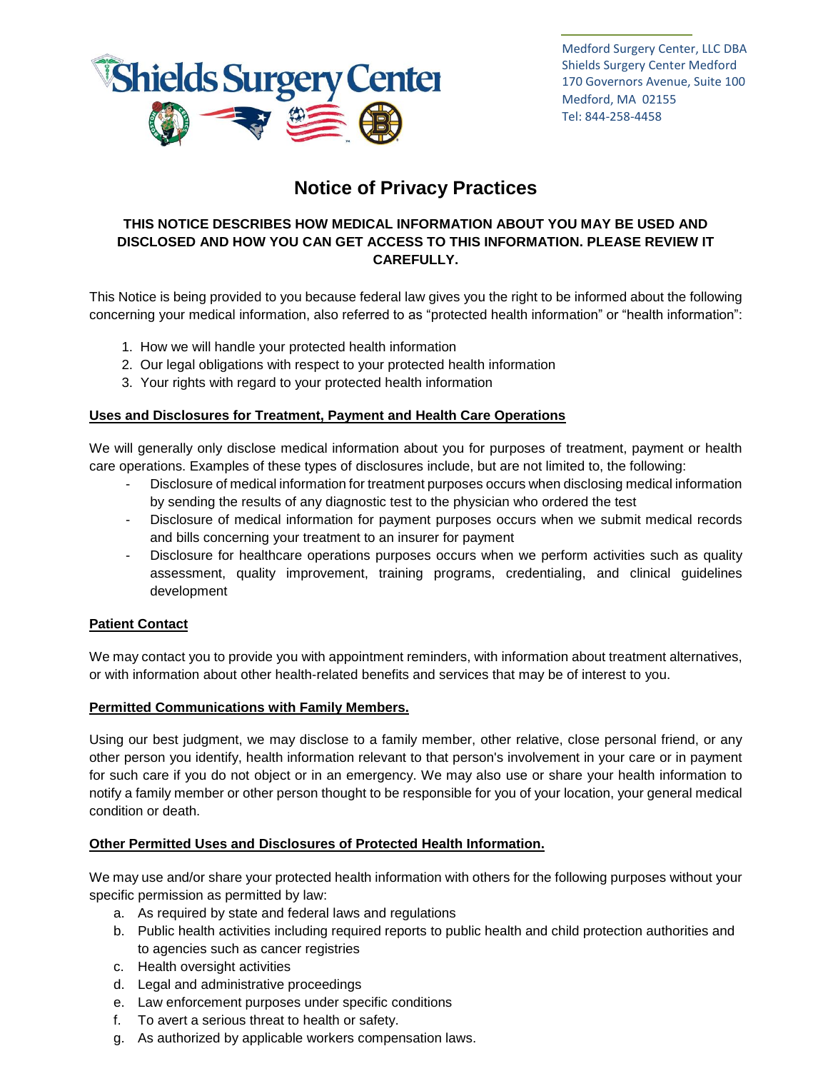Shields Surgery Center

Medford Surgery Center, LLC DBA
Shields Surgery Center Medford
170 Governors Avenue, Suite 100
Medford, MA 02155
Tel: 844-258-4458

# Notice of Privacy Practices

**THIS NOTICE DESCRIBES HOW MEDICAL INFORMATION ABOUT YOU MAY BE USED AND DISCLOSED AND HOW YOU CAN GET ACCESS TO THIS INFORMATION. PLEASE REVIEW IT CAREFULLY.**

This Notice is being provided to you because federal law gives you the right to be informed about the following concerning your medical information, also referred to as "protected health information" or "health information":

1. How we will handle your protected health information
2. Our legal obligations with respect to your protected health information
3. Your rights with regard to your protected health information

## Uses and Disclosures for Treatment, Payment and Health Care Operations

We will generally only disclose medical information about you for purposes of treatment, payment or health care operations. Examples of these types of disclosures include, but are not limited to, the following:

- Disclosure of medical information for treatment purposes occurs when disclosing medical information by sending the results of any diagnostic test to the physician who ordered the test
- Disclosure of medical information for payment purposes occurs when we submit medical records and bills concerning your treatment to an insurer for payment
- Disclosure for healthcare operations purposes occurs when we perform activities such as quality assessment, quality improvement, training programs, credentialing, and clinical guidelines development

## Patient Contact

We may contact you to provide you with appointment reminders, with information about treatment alternatives, or with information about other health-related benefits and services that may be of interest to you.

## Permitted Communications with Family Members.

Using our best judgment, we may disclose to a family member, other relative, close personal friend, or any other person you identify, health information relevant to that person's involvement in your care or in payment for such care if you do not object or in an emergency. We may also use or share your health information to notify a family member or other person thought to be responsible for you of your location, your general medical condition or death.

## Other Permitted Uses and Disclosures of Protected Health Information.

We may use and/or share your protected health information with others for the following purposes without your specific permission as permitted by law:

a. As required by state and federal laws and regulations
b. Public health activities including required reports to public health and child protection authorities and to agencies such as cancer registries
c. Health oversight activities
d. Legal and administrative proceedings
e. Law enforcement purposes under specific conditions
f. To avert a serious threat to health or safety.
g. As authorized by applicable workers compensation laws.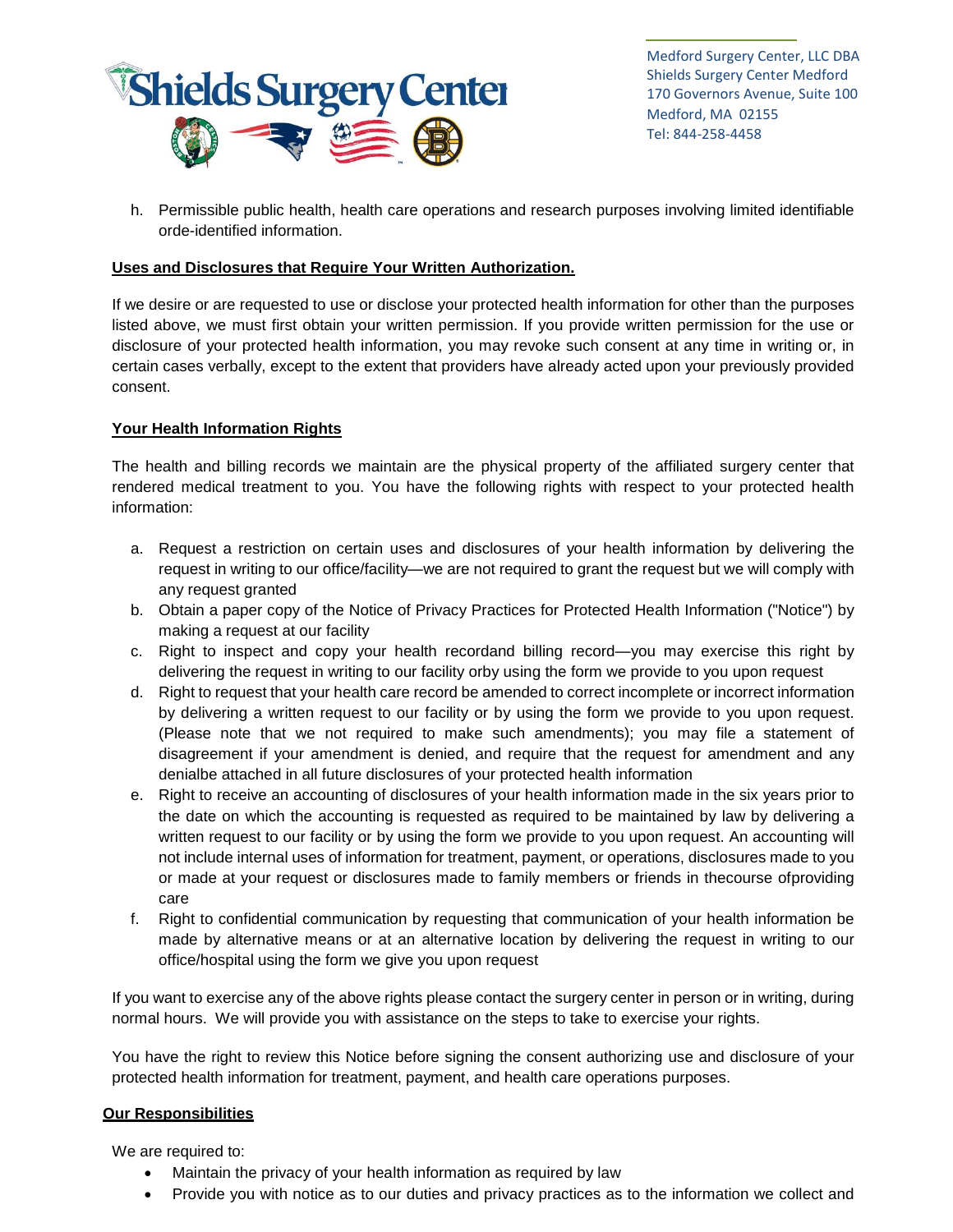h. Permissible public health, health care operations and research purposes involving limited identifiable orde-identified information.

**Uses and Disclosures that Require Your Written Authorization.**

If we desire or are requested to use or disclose your protected health information for other than the purposes listed above, we must first obtain your written permission. If you provide written permission for the use or disclosure of your protected health information, you may revoke such consent at any time in writing or, in certain cases verbally, except to the extent that providers have already acted upon your previously provided consent.

**Your Health Information Rights**

The health and billing records we maintain are the physical property of the affiliated surgery center that rendered medical treatment to you. You have the following rights with respect to your protected health information:

a. Request a restriction on certain uses and disclosures of your health information by delivering the request in writing to our office/facility—we are not required to grant the request but we will comply with any request granted
b. Obtain a paper copy of the Notice of Privacy Practices for Protected Health Information ("Notice") by making a request at our facility
c. Right to inspect and copy your health recordand billing record—you may exercise this right by delivering the request in writing to our facility orby using the form we provide to you upon request
d. Right to request that your health care record be amended to correct incomplete or incorrect information by delivering a written request to our facility or by using the form we provide to you upon request. (Please note that we not required to make such amendments); you may file a statement of disagreement if your amendment is denied, and require that the request for amendment and any denialbe attached in all future disclosures of your protected health information
e. Right to receive an accounting of disclosures of your health information made in the six years prior to the date on which the accounting is requested as required to be maintained by law by delivering a written request to our facility or by using the form we provide to you upon request. An accounting will not include internal uses of information for treatment, payment, or operations, disclosures made to you or made at your request or disclosures made to family members or friends in thecourse ofproviding care
f. Right to confidential communication by requesting that communication of your health information be made by alternative means or at an alternative location by delivering the request in writing to our office/hospital using the form we give you upon request

If you want to exercise any of the above rights please contact the surgery center in person or in writing, during normal hours. We will provide you with assistance on the steps to take to exercise your rights.

You have the right to review this Notice before signing the consent authorizing use and disclosure of your protected health information for treatment, payment, and health care operations purposes.

**Our Responsibilities**

We are required to:

- Maintain the privacy of your health information as required by law
- Provide you with notice as to our duties and privacy practices as to the information we collect and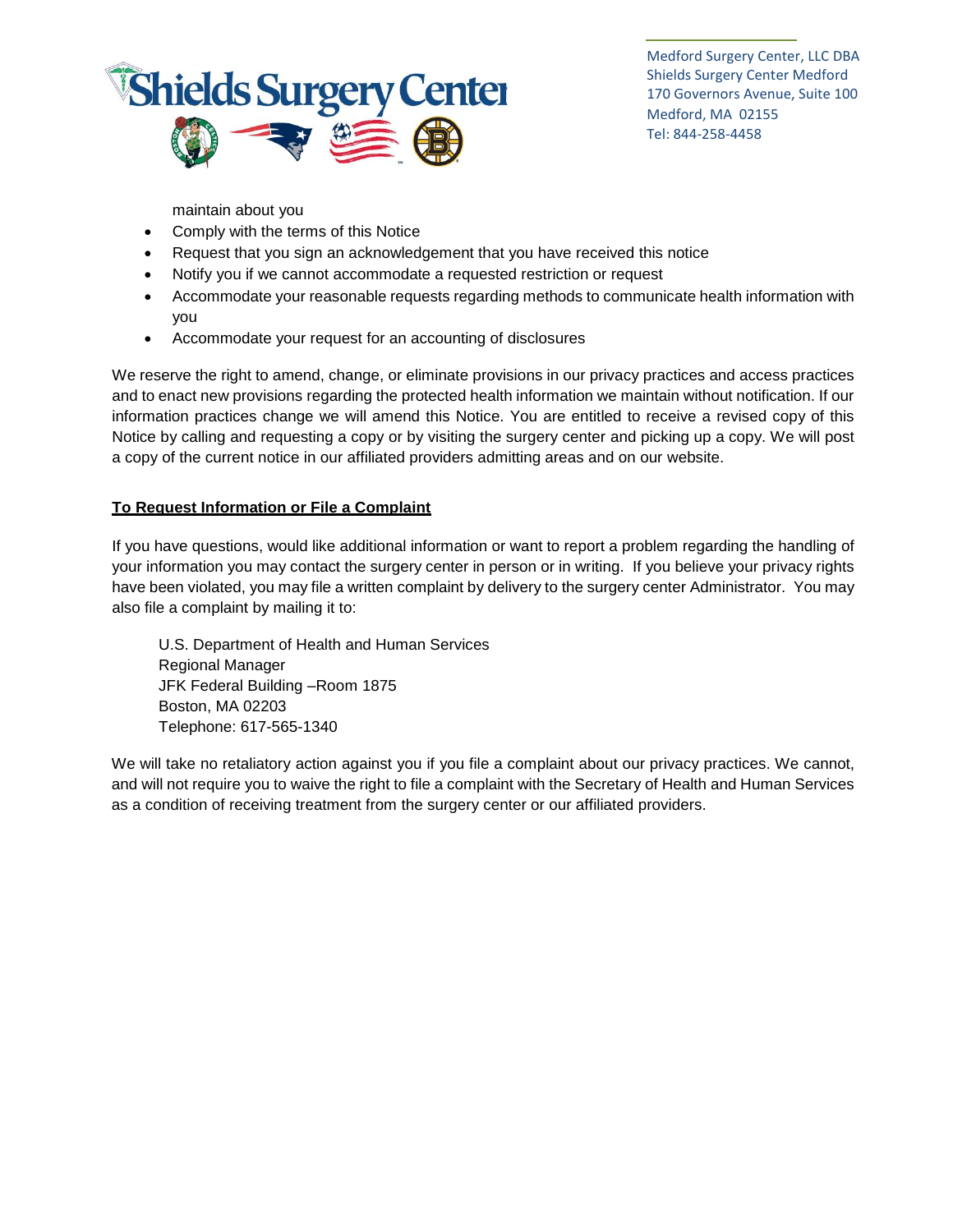maintain about you

- Comply with the terms of this Notice
- Request that you sign an acknowledgement that you have received this notice
- Notify you if we cannot accommodate a requested restriction or request
- Accommodate your reasonable requests regarding methods to communicate health information with you
- Accommodate your request for an accounting of disclosures

We reserve the right to amend, change, or eliminate provisions in our privacy practices and access practices and to enact new provisions regarding the protected health information we maintain without notification. If our information practices change we will amend this Notice. You are entitled to receive a revised copy of this Notice by calling and requesting a copy or by visiting the surgery center and picking up a copy. We will post a copy of the current notice in our affiliated providers admitting areas and on our website.

**To Request Information or File a Complaint**

If you have questions, would like additional information or want to report a problem regarding the handling of your information you may contact the surgery center in person or in writing. If you believe your privacy rights have been violated, you may file a written complaint by delivery to the surgery center Administrator. You may also file a complaint by mailing it to:

U.S. Department of Health and Human Services
Regional Manager
JFK Federal Building –Room 1875
Boston, MA 02203
Telephone: 617-565-1340

We will take no retaliatory action against you if you file a complaint about our privacy practices. We cannot, and will not require you to waive the right to file a complaint with the Secretary of Health and Human Services as a condition of receiving treatment from the surgery center or our affiliated providers.